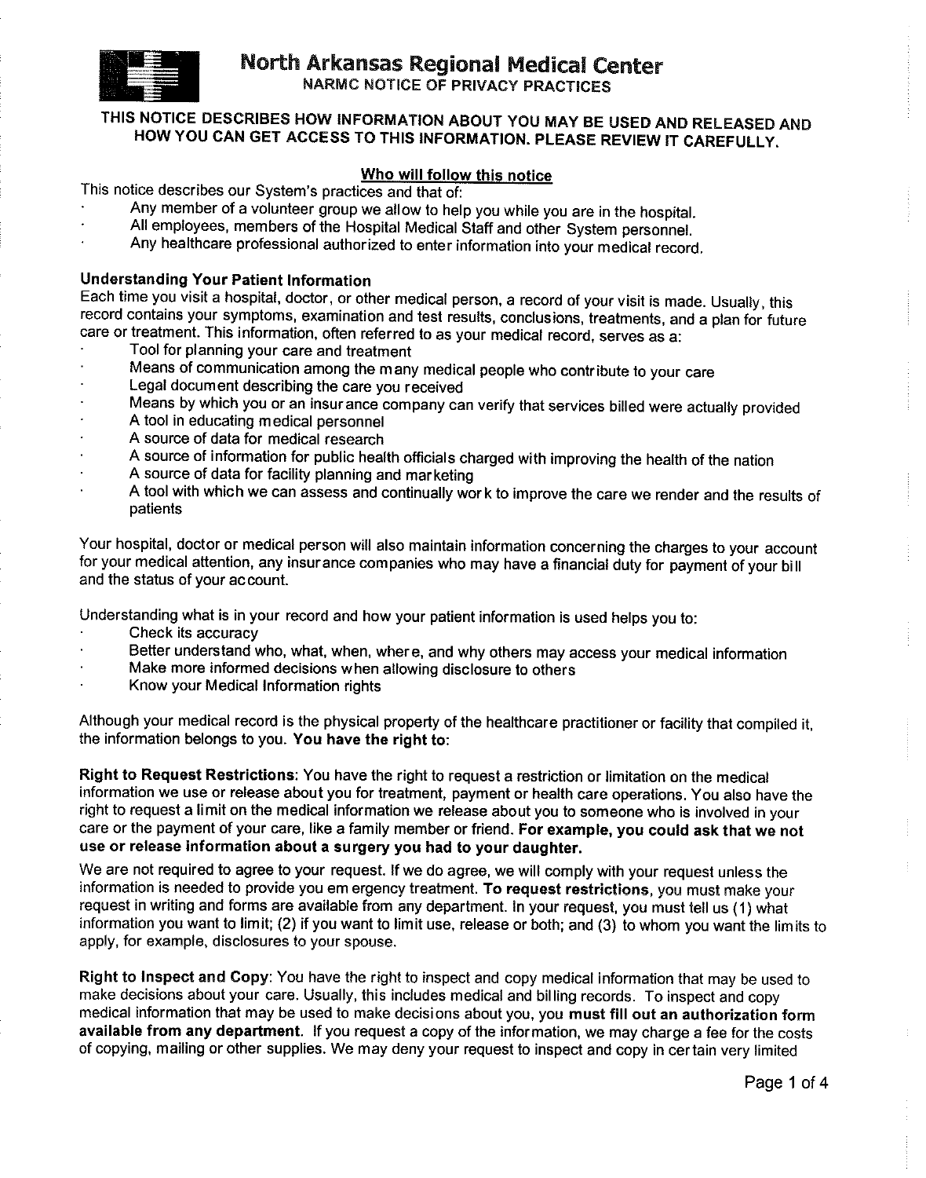# North Arkansas Regional Medical Center

## NARMC NOTICE OF PRIVACY PRACTICES

**THIS NOTICE DESCRIBES HOW INFORMATION ABOUT YOU MAY BE USED AND RELEASED AND HOW YOU CAN GET ACCESS TO THIS INFORMATION. PLEASE REVIEW IT CAREFULLY.**

### Who will follow this notice

This notice describes our System's practices and that of:

- Any member of a volunteer group we allow to help you while you are in the hospital.
- All employees, members of the Hospital Medical Staff and other System personnel.
- Any healthcare professional authorized to enter information into your medical record.

### Understanding Your Patient Information

Each time you visit a hospital, doctor, or other medical person, a record of your visit is made. Usually, this record contains your symptoms, examination and test results, conclusions, treatments, and a plan for future care or treatment. This information, often referred to as your medical record, serves as a:

- Tool for planning your care and treatment
- Means of communication among the many medical people who contribute to your care
- Legal document describing the care you received
- Means by which you or an insurance company can verify that services billed were actually provided
- A tool in educating medical personnel
- A source of data for medical research
- A source of information for public health officials charged with improving the health of the nation
- A source of data for facility planning and marketing
- A tool with which we can assess and continually work to improve the care we render and the results of patients

Your hospital, doctor or medical person will also maintain information concerning the charges to your account for your medical attention, any insurance companies who may have a financial duty for payment of your bill and the status of your account.

Understanding what is in your record and how your patient information is used helps you to:

- Check its accuracy
- Better understand who, what, when, where, and why others may access your medical information
- Make more informed decisions when allowing disclosure to others
- Know your Medical Information rights

Although your medical record is the physical property of the healthcare practitioner or facility that compiled it, the information belongs to you. **You have the right to:**

**Right to Request Restrictions**: You have the right to request a restriction or limitation on the medical information we use or release about you for treatment, payment or health care operations. You also have the right to request a limit on the medical information we release about you to someone who is involved in your care or the payment of your care, like a family member or friend. **For example, you could ask that we not use or release information about a surgery you had to your daughter.**

We are not required to agree to your request. If we do agree, we will comply with your request unless the information is needed to provide you emergency treatment. **To request restrictions**, you must make your request in writing and forms are available from any department. In your request, you must tell us (1) what information you want to limit; (2) if you want to limit use, release or both; and (3) to whom you want the limits to apply, for example, disclosures to your spouse.

**Right to Inspect and Copy**: You have the right to inspect and copy medical information that may be used to make decisions about your care. Usually, this includes medical and billing records. To inspect and copy medical information that may be used to make decisions about you, you **must fill out an authorization form available from any department**. If you request a copy of the information, we may charge a fee for the costs of copying, mailing or other supplies. We may deny your request to inspect and copy in certain very limited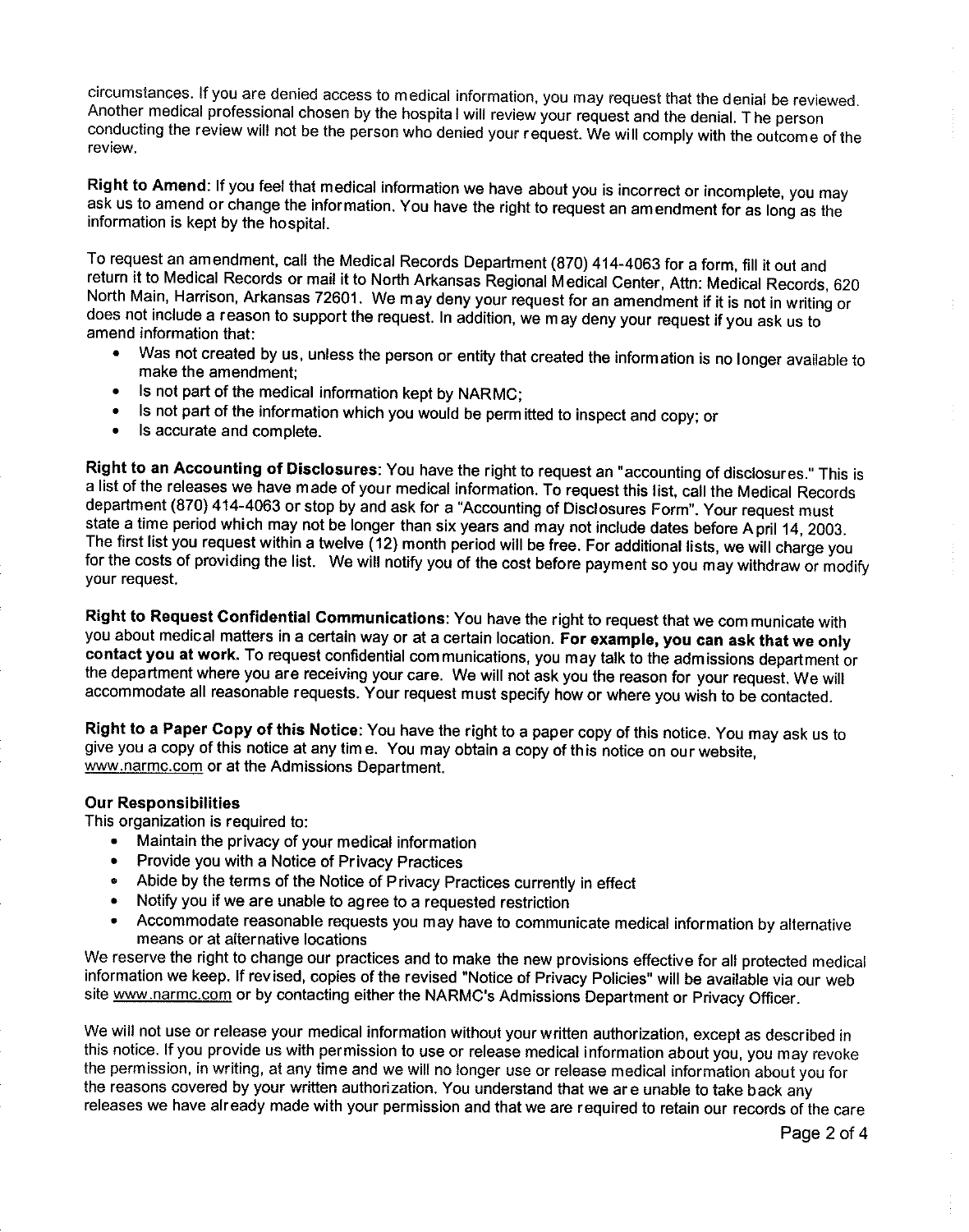circumstances. If you are denied access to medical information, you may request that the denial be reviewed. Another medical professional chosen by the hospital will review your request and the denial. The person conducting the review will not be the person who denied your request. We will comply with the outcome of the review.

**Right to Amend**: If you feel that medical information we have about you is incorrect or incomplete, you may ask us to amend or change the information. You have the right to request an amendment for as long as the information is kept by the hospital.

To request an amendment, call the Medical Records Department (870) 414-4063 for a form, fill it out and return it to Medical Records or mail it to North Arkansas Regional Medical Center, Attn: Medical Records, 620 North Main, Harrison, Arkansas 72601. We may deny your request for an amendment if it is not in writing or does not include a reason to support the request. In addition, we may deny your request if you ask us to amend information that:

- Was not created by us, unless the person or entity that created the information is no longer available to make the amendment;
- Is not part of the medical information kept by NARMC;
- Is not part of the information which you would be permitted to inspect and copy; or
- Is accurate and complete.

**Right to an Accounting of Disclosures**: You have the right to request an "accounting of disclosures." This is a list of the releases we have made of your medical information. To request this list, call the Medical Records department (870) 414-4063 or stop by and ask for a "Accounting of Disclosures Form". Your request must state a time period which may not be longer than six years and may not include dates before April 14, 2003. The first list you request within a twelve (12) month period will be free. For additional lists, we will charge you for the costs of providing the list. We will notify you of the cost before payment so you may withdraw or modify your request.

**Right to Request Confidential Communications**: You have the right to request that we communicate with you about medical matters in a certain way or at a certain location. **For example, you can ask that we only contact you at work.** To request confidential communications, you may talk to the admissions department or the department where you are receiving your care. We will not ask you the reason for your request. We will accommodate all reasonable requests. Your request must specify how or where you wish to be contacted.

**Right to a Paper Copy of this Notice**: You have the right to a paper copy of this notice. You may ask us to give you a copy of this notice at any time. You may obtain a copy of this notice on our website, www.narmc.com or at the Admissions Department.

**Our Responsibilities**

This organization is required to:

- Maintain the privacy of your medical information
- Provide you with a Notice of Privacy Practices
- Abide by the terms of the Notice of Privacy Practices currently in effect
- Notify you if we are unable to agree to a requested restriction
- Accommodate reasonable requests you may have to communicate medical information by alternative means or at alternative locations

We reserve the right to change our practices and to make the new provisions effective for all protected medical information we keep. If revised, copies of the revised "Notice of Privacy Policies" will be available via our web site www.narmc.com or by contacting either the NARMC's Admissions Department or Privacy Officer.

We will not use or release your medical information without your written authorization, except as described in this notice. If you provide us with permission to use or release medical information about you, you may revoke the permission, in writing, at any time and we will no longer use or release medical information about you for the reasons covered by your written authorization. You understand that we are unable to take back any releases we have already made with your permission and that we are required to retain our records of the care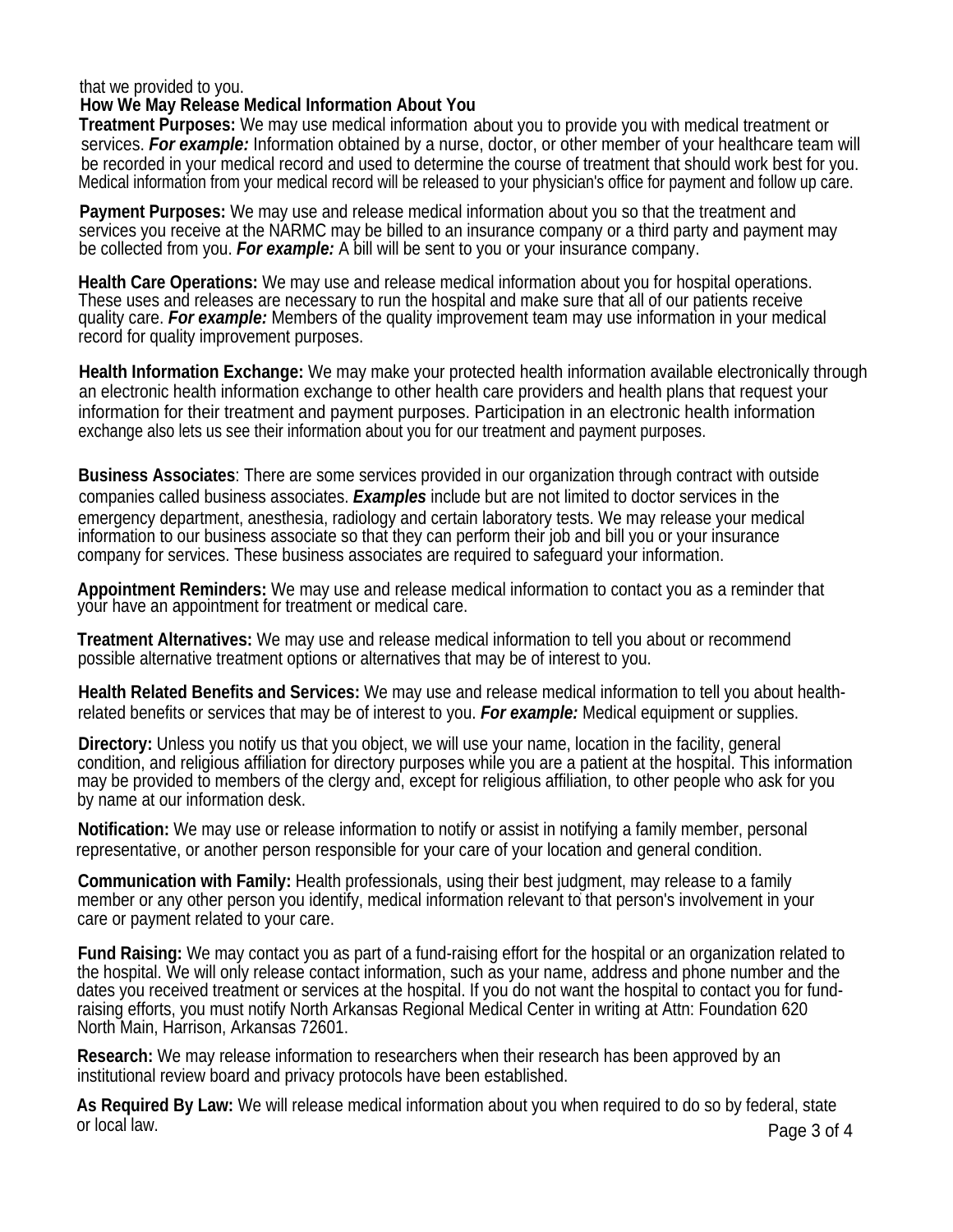that we provided to you.

**How We May Release Medical Information About You**

**Treatment Purposes:** We may use medical information about you to provide you with medical treatment or services. ***For example:*** Information obtained by a nurse, doctor, or other member of your healthcare team will be recorded in your medical record and used to determine the course of treatment that should work best for you. Medical information from your medical record will be released to your physician's office for payment and follow up care.

**Payment Purposes:** We may use and release medical information about you so that the treatment and services you receive at the NARMC may be billed to an insurance company or a third party and payment may be collected from you. ***For example:*** A bill will be sent to you or your insurance company.

**Health Care Operations:** We may use and release medical information about you for hospital operations. These uses and releases are necessary to run the hospital and make sure that all of our patients receive quality care. ***For example:*** Members of the quality improvement team may use information in your medical record for quality improvement purposes.

**Health Information Exchange:** We may make your protected health information available electronically through an electronic health information exchange to other health care providers and health plans that request your information for their treatment and payment purposes. Participation in an electronic health information exchange also lets us see their information about you for our treatment and payment purposes.

**Business Associates**: There are some services provided in our organization through contract with outside companies called business associates. ***Examples*** include but are not limited to doctor services in the emergency department, anesthesia, radiology and certain laboratory tests. We may release your medical information to our business associate so that they can perform their job and bill you or your insurance company for services. These business associates are required to safeguard your information.

**Appointment Reminders:** We may use and release medical information to contact you as a reminder that your have an appointment for treatment or medical care.

**Treatment Alternatives:** We may use and release medical information to tell you about or recommend possible alternative treatment options or alternatives that may be of interest to you.

**Health Related Benefits and Services:** We may use and release medical information to tell you about health-related benefits or services that may be of interest to you. ***For example:*** Medical equipment or supplies.

**Directory:** Unless you notify us that you object, we will use your name, location in the facility, general condition, and religious affiliation for directory purposes while you are a patient at the hospital. This information may be provided to members of the clergy and, except for religious affiliation, to other people who ask for you by name at our information desk.

**Notification:** We may use or release information to notify or assist in notifying a family member, personal representative, or another person responsible for your care of your location and general condition.

**Communication with Family:** Health professionals, using their best judgment, may release to a family member or any other person you identify, medical information relevant to that person's involvement in your care or payment related to your care.

**Fund Raising:** We may contact you as part of a fund-raising effort for the hospital or an organization related to the hospital. We will only release contact information, such as your name, address and phone number and the dates you received treatment or services at the hospital. If you do not want the hospital to contact you for fund-raising efforts, you must notify North Arkansas Regional Medical Center in writing at Attn: Foundation 620 North Main, Harrison, Arkansas 72601.

**Research:** We may release information to researchers when their research has been approved by an institutional review board and privacy protocols have been established.

**As Required By Law:** We will release medical information about you when required to do so by federal, state or local law.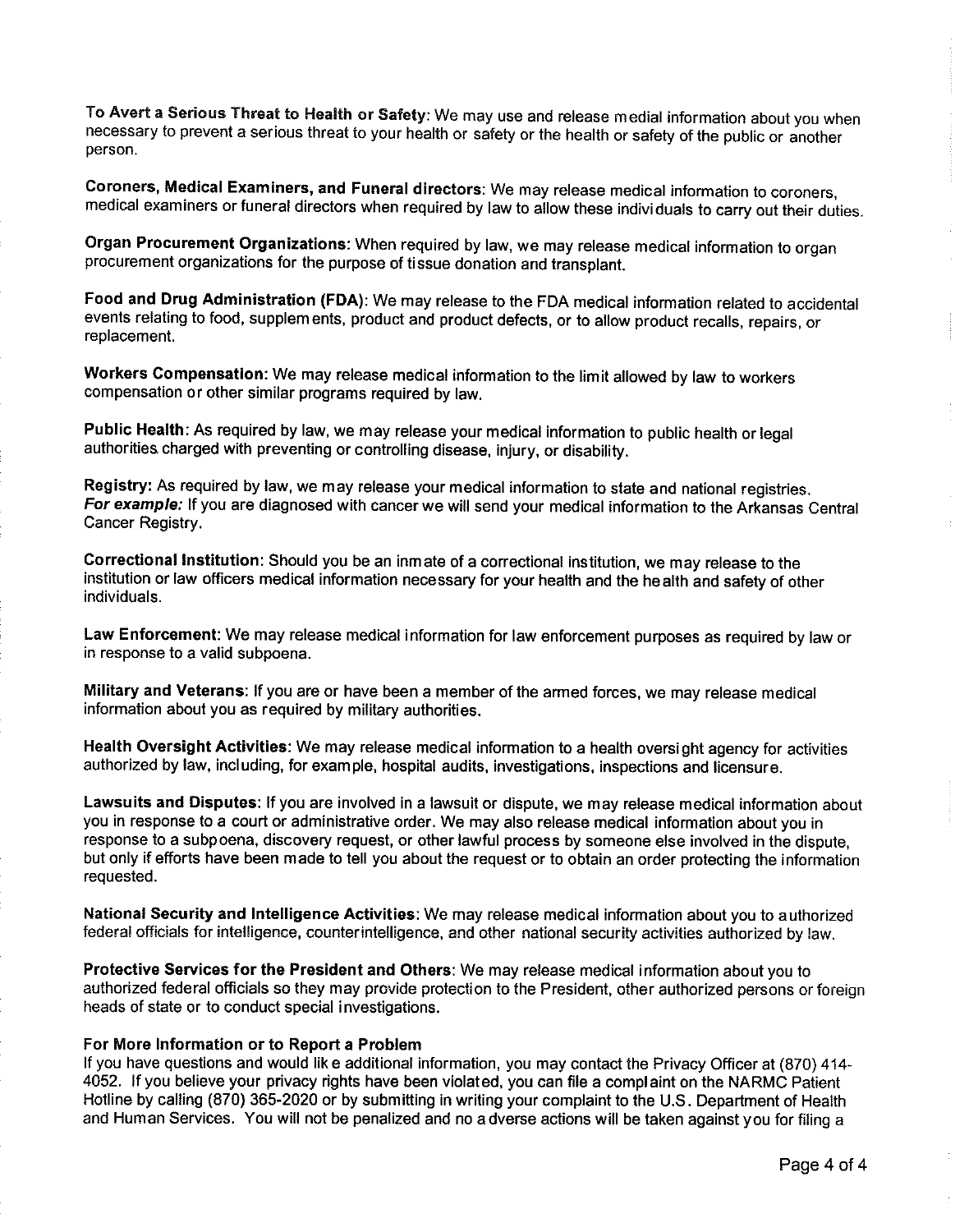**To Avert a Serious Threat to Health or Safety**: We may use and release medial information about you when necessary to prevent a serious threat to your health or safety or the health or safety of the public or another person.

**Coroners, Medical Examiners, and Funeral directors**: We may release medical information to coroners, medical examiners or funeral directors when required by law to allow these individuals to carry out their duties.

**Organ Procurement Organizations:** When required by law, we may release medical information to organ procurement organizations for the purpose of tissue donation and transplant.

**Food and Drug Administration (FDA)**: We may release to the FDA medical information related to accidental events relating to food, supplements, product and product defects, or to allow product recalls, repairs, or replacement.

**Workers Compensation:** We may release medical information to the limit allowed by law to workers compensation or other similar programs required by law.

**Public Health**: As required by law, we may release your medical information to public health or legal authorities charged with preventing or controlling disease, injury, or disability.

**Registry:** As required by law, we may release your medical information to state and national registries. ***For example:*** If you are diagnosed with cancer we will send your medical information to the Arkansas Central Cancer Registry.

**Correctional Institution**: Should you be an inmate of a correctional institution, we may release to the institution or law officers medical information necessary for your health and the health and safety of other individuals.

**Law Enforcement**: We may release medical information for law enforcement purposes as required by law or in response to a valid subpoena.

**Military and Veterans**: If you are or have been a member of the armed forces, we may release medical information about you as required by military authorities.

**Health Oversight Activities:** We may release medical information to a health oversight agency for activities authorized by law, including, for example, hospital audits, investigations, inspections and licensure.

**Lawsuits and Disputes**: If you are involved in a lawsuit or dispute, we may release medical information about you in response to a court or administrative order. We may also release medical information about you in response to a subpoena, discovery request, or other lawful process by someone else involved in the dispute, but only if efforts have been made to tell you about the request or to obtain an order protecting the information requested.

**National Security and Intelligence Activities**: We may release medical information about you to authorized federal officials for intelligence, counterintelligence, and other national security activities authorized by law.

**Protective Services for the President and Others**: We may release medical information about you to authorized federal officials so they may provide protection to the President, other authorized persons or foreign heads of state or to conduct special investigations.

**For More Information or to Report a Problem**

If you have questions and would like additional information, you may contact the Privacy Officer at (870) 414-4052. If you believe your privacy rights have been violated, you can file a complaint on the NARMC Patient Hotline by calling (870) 365-2020 or by submitting in writing your complaint to the U.S. Department of Health and Human Services. You will not be penalized and no adverse actions will be taken against you for filing a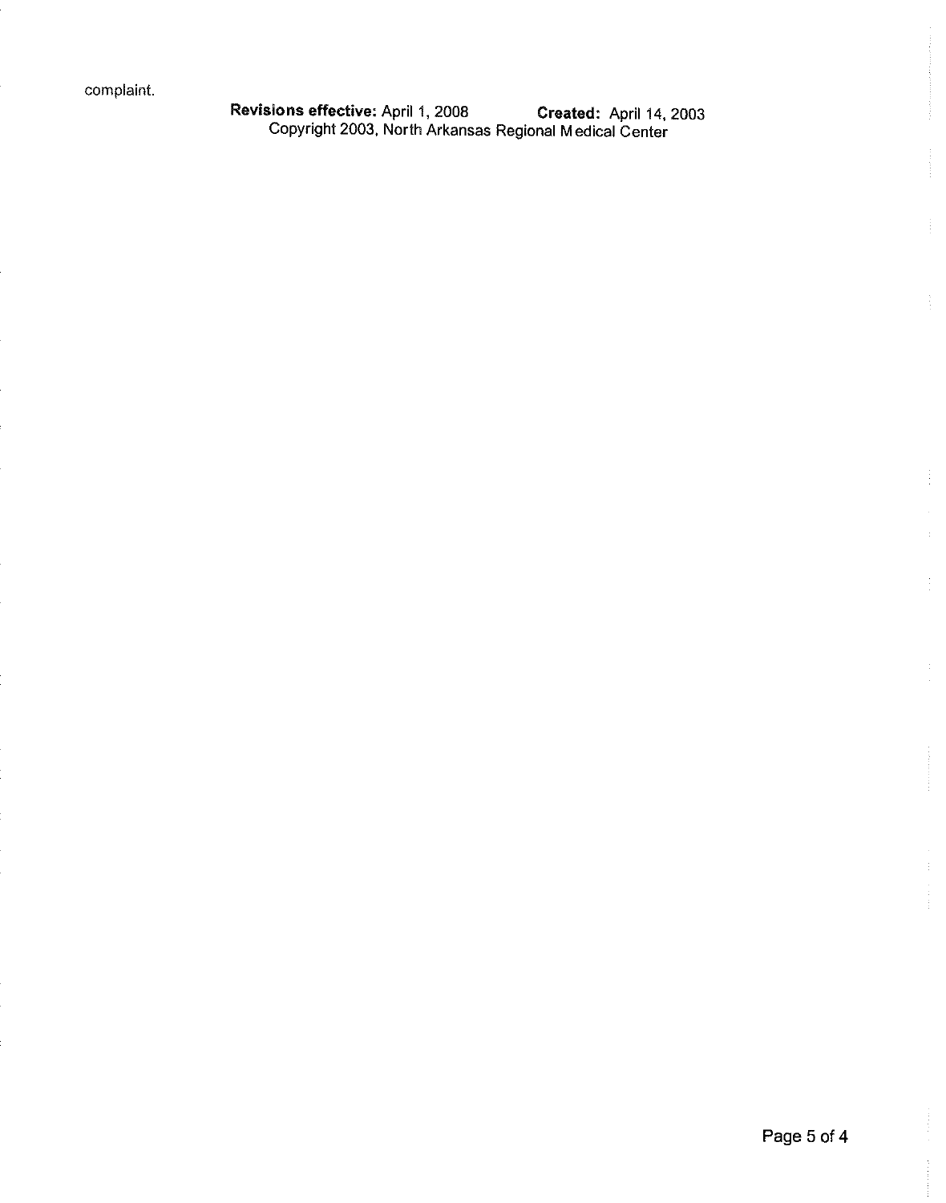complaint.

**Revisions effective:** April 1, 2008 **Created:** April 14, 2003
Copyright 2003, North Arkansas Regional Medical Center